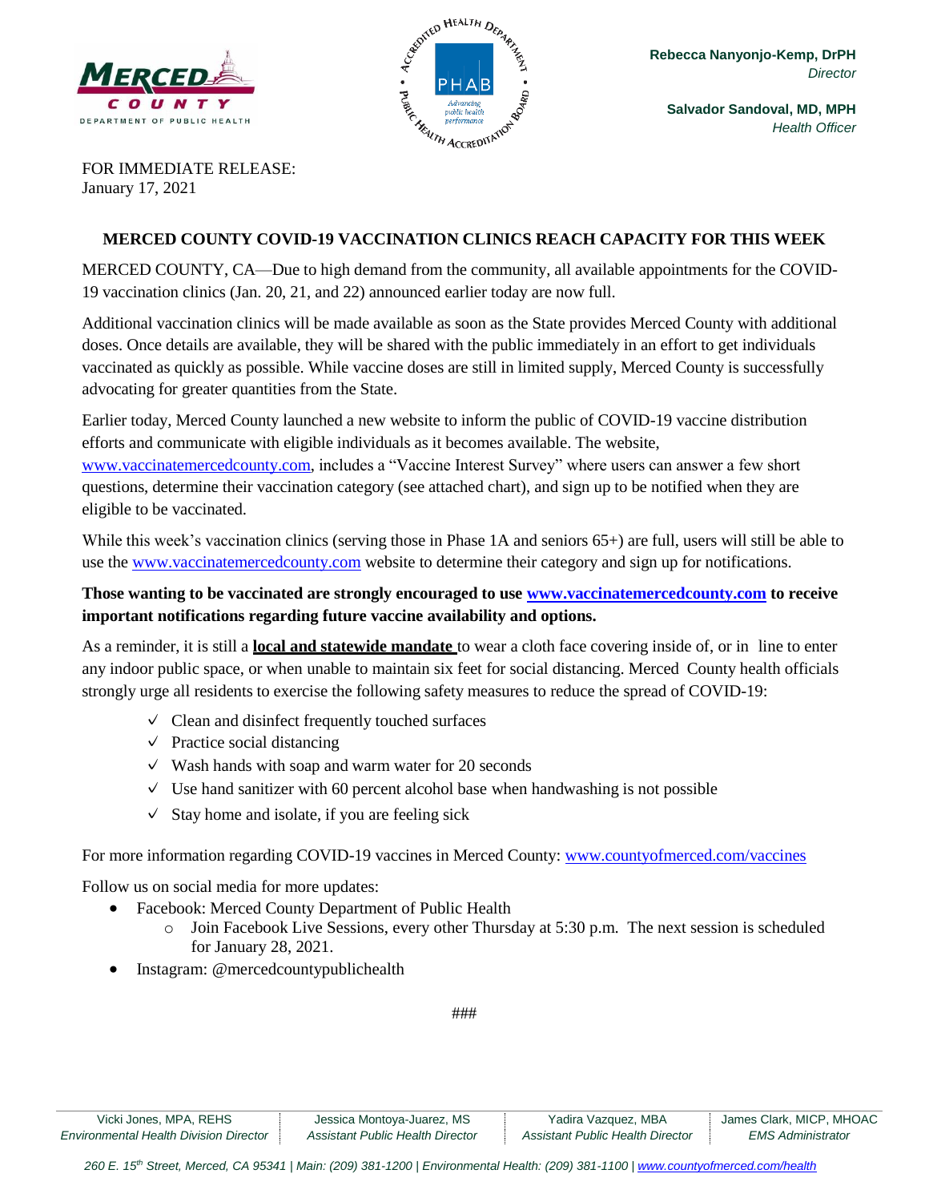Rebecca Nanyonjo-Kemp, DrPH
*Director*

Salvador Sandoval, MD, MPH
*Health Officer*

FOR IMMEDIATE RELEASE:
January 17, 2021

## MERCED COUNTY COVID-19 VACCINATION CLINICS REACH CAPACITY FOR THIS WEEK

MERCED COUNTY, CA—Due to high demand from the community, all available appointments for the COVID-19 vaccination clinics (Jan. 20, 21, and 22) announced earlier today are now full.

Additional vaccination clinics will be made available as soon as the State provides Merced County with additional doses. Once details are available, they will be shared with the public immediately in an effort to get individuals vaccinated as quickly as possible. While vaccine doses are still in limited supply, Merced County is successfully advocating for greater quantities from the State.

Earlier today, Merced County launched a new website to inform the public of COVID-19 vaccine distribution efforts and communicate with eligible individuals as it becomes available. The website, www.vaccinatemercedcounty.com, includes a "Vaccine Interest Survey" where users can answer a few short questions, determine their vaccination category (see attached chart), and sign up to be notified when they are eligible to be vaccinated.

While this week's vaccination clinics (serving those in Phase 1A and seniors 65+) are full, users will still be able to use the www.vaccinatemercedcounty.com website to determine their category and sign up for notifications.

**Those wanting to be vaccinated are strongly encouraged to use www.vaccinatemercedcounty.com to receive important notifications regarding future vaccine availability and options.**

As a reminder, it is still a **local and statewide mandate** to wear a cloth face covering inside of, or in line to enter any indoor public space, or when unable to maintain six feet for social distancing. Merced County health officials strongly urge all residents to exercise the following safety measures to reduce the spread of COVID-19:

- ✓ Clean and disinfect frequently touched surfaces
- ✓ Practice social distancing
- ✓ Wash hands with soap and warm water for 20 seconds
- ✓ Use hand sanitizer with 60 percent alcohol base when handwashing is not possible
- ✓ Stay home and isolate, if you are feeling sick

For more information regarding COVID-19 vaccines in Merced County: www.countyofmerced.com/vaccines

Follow us on social media for more updates:

- Facebook: Merced County Department of Public Health
  - Join Facebook Live Sessions, every other Thursday at 5:30 p.m. The next session is scheduled for January 28, 2021.
- Instagram: @mercedcountypublichealth

###

| Vicki Jones, MPA, REHS *Environmental Health Division Director* | Jessica Montoya-Juarez, MS *Assistant Public Health Director* | Yadira Vazquez, MBA *Assistant Public Health Director* | James Clark, MICP, MHOAC *EMS Administrator* |
|---|---|---|---|

*260 E. 15th Street, Merced, CA 95341 | Main: (209) 381-1200 | Environmental Health: (209) 381-1100 | www.countyofmerced.com/health*